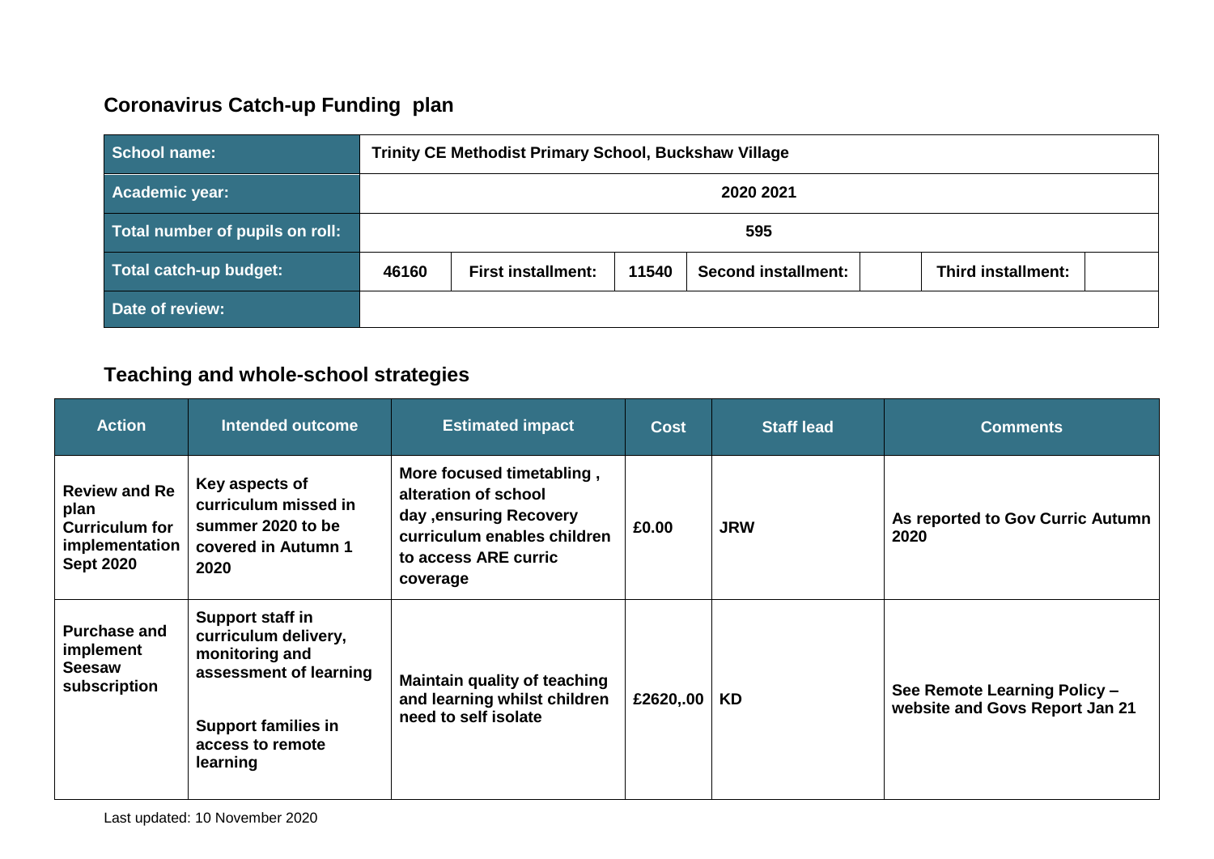## Coronavirus Catch-up Funding plan

| School name: | Trinity CE Methodist Primary School, Buckshaw Village | | | | | |
|---|---|---|---|---|---|---|
| Academic year: | 2020 2021 | | | | | |
| Total number of pupils on roll: | 595 | | | | | |
| Total catch-up budget: | 46160 | First installment: | 11540 | Second installment: | | Third installment: |
| Date of review: | | | | | | |

## Teaching and whole-school strategies

| Action | Intended outcome | Estimated impact | Cost | Staff lead | Comments |
|---|---|---|---|---|---|
| **Review and Re plan Curriculum for implementation Sept 2020** | **Key aspects of curriculum missed in summer 2020 to be covered in Autumn 1 2020** | **More focused timetabling , alteration of school day ,ensuring Recovery curriculum enables children to access ARE curric coverage** | **£0.00** | **JRW** | **As reported to Gov Curric Autumn 2020** |
| **Purchase and implement Seesaw subscription** | **Support staff in curriculum delivery, monitoring and assessment of learning**<br><br>**Support families in access to remote learning** | **Maintain quality of teaching and learning whilst children need to self isolate** | **£2620,.00** | **KD** | **See Remote Learning Policy – website and Govs Report Jan 21** |

Last updated: 10 November 2020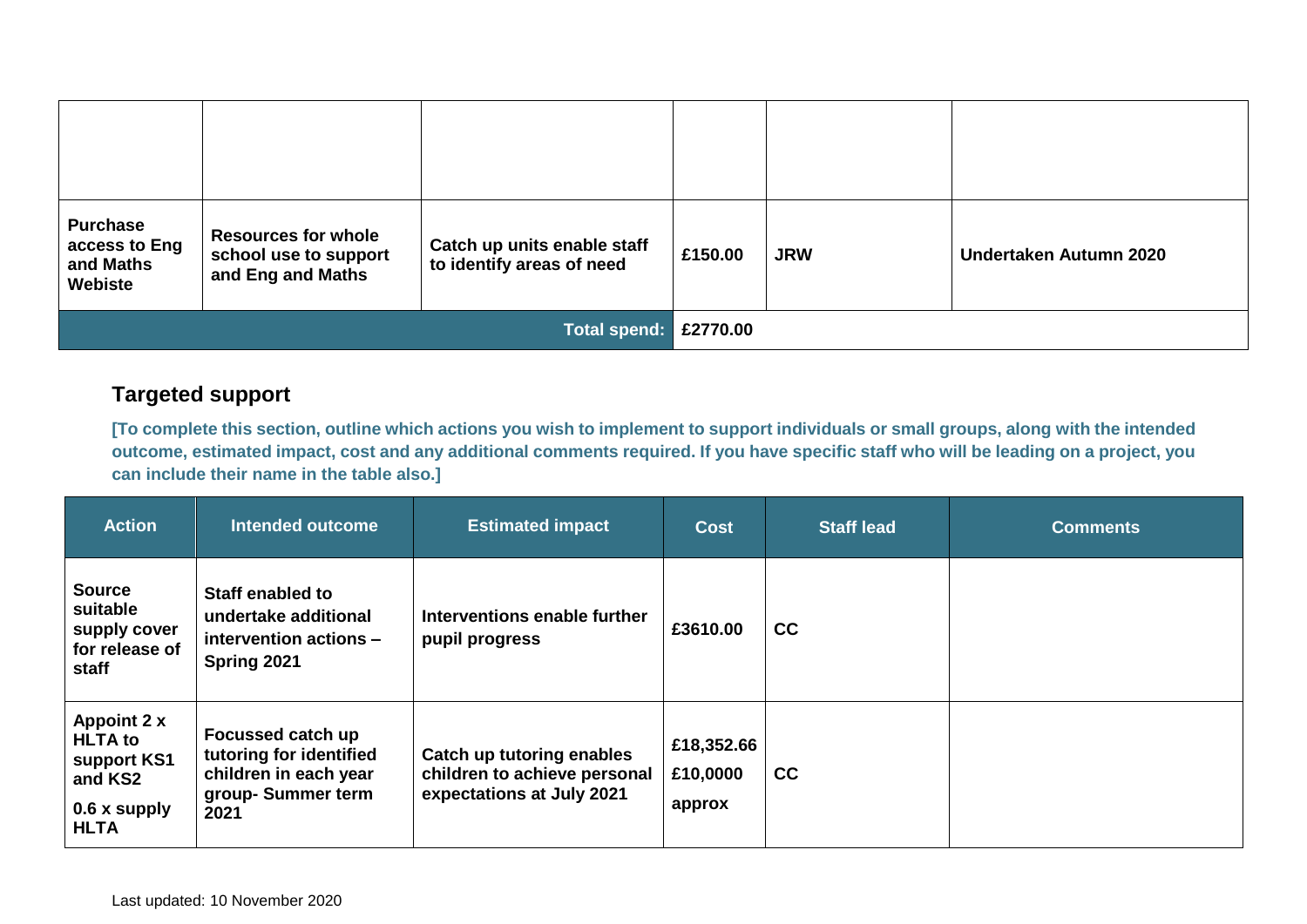| | | | | | |
|---|---|---|---|---|---|
| | | | | | |
| **Purchase access to Eng and Maths Webiste** | **Resources for whole school use to support and Eng and Maths** | **Catch up units enable staff to identify areas of need** | **£150.00** | **JRW** | **Undertaken Autumn 2020** |
| | | **Total spend:** | **£2770.00** | | |

## Targeted support

**[To complete this section, outline which actions you wish to implement to support individuals or small groups, along with the intended outcome, estimated impact, cost and any additional comments required. If you have specific staff who will be leading on a project, you can include their name in the table also.]**

| Action | Intended outcome | Estimated impact | Cost | Staff lead | Comments |
|---|---|---|---|---|---|
| **Source suitable supply cover for release of staff** | **Staff enabled to undertake additional intervention actions – Spring 2021** | **Interventions enable further pupil progress** | **£3610.00** | **CC** | |
| **Appoint 2 x HLTA to support KS1 and KS2**<br><br>**0.6 x supply HLTA** | **Focussed catch up tutoring for identified children in each year group- Summer term 2021** | **Catch up tutoring enables children to achieve personal expectations at July 2021** | **£18,352.66**<br>**£10,0000**<br>**approx** | **CC** | |

Last updated: 10 November 2020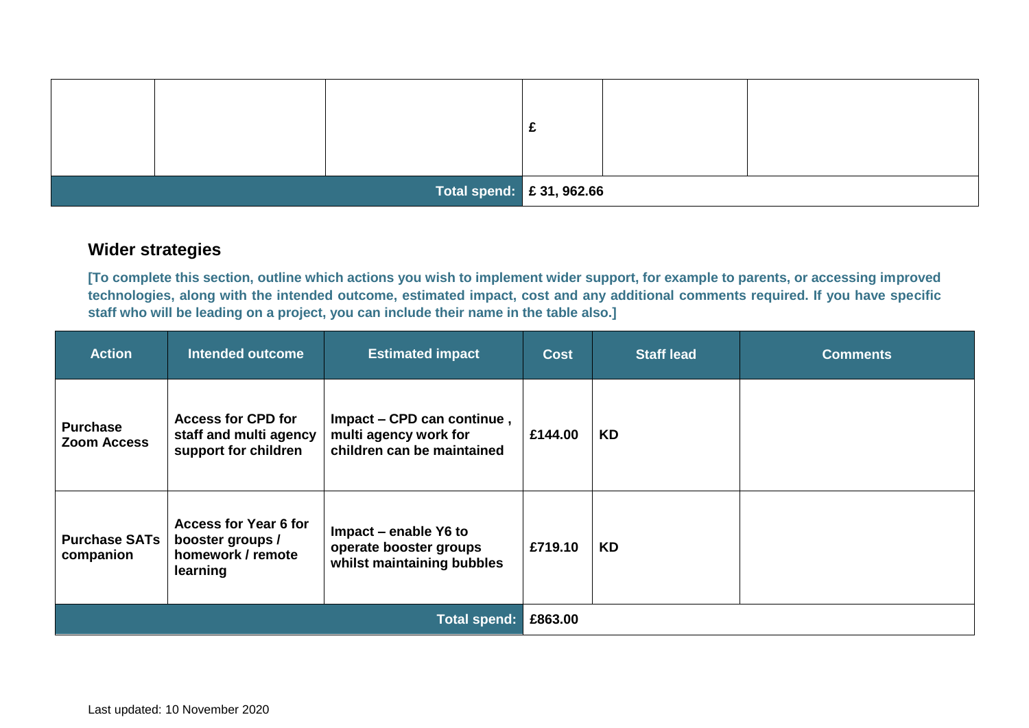| | | | £ | | |
|---|---|---|---|---|---|
| **Total spend:** | | | **£ 31, 962.66** | | |

## Wider strategies

**[To complete this section, outline which actions you wish to implement wider support, for example to parents, or accessing improved technologies, along with the intended outcome, estimated impact, cost and any additional comments required. If you have specific staff who will be leading on a project, you can include their name in the table also.]**

| Action | Intended outcome | Estimated impact | Cost | Staff lead | Comments |
|---|---|---|---|---|---|
| **Purchase Zoom Access** | **Access for CPD for staff and multi agency support for children** | **Impact – CPD can continue , multi agency work for children can be maintained** | **£144.00** | **KD** | |
| **Purchase SATs companion** | **Access for Year 6 for booster groups / homework / remote learning** | **Impact – enable Y6 to operate booster groups whilst maintaining bubbles** | **£719.10** | **KD** | |
| **Total spend:** | | | **£863.00** | | |

Last updated: 10 November 2020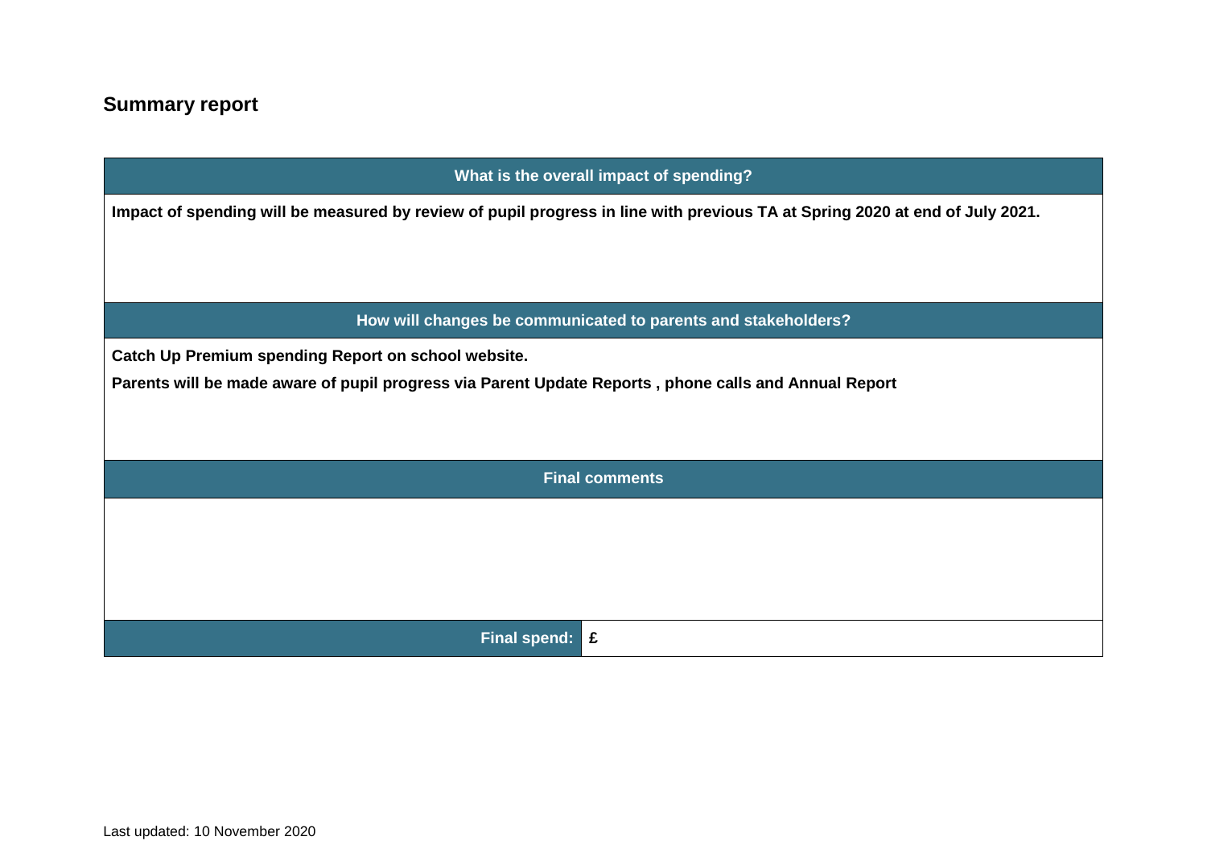## Summary report

| What is the overall impact of spending? | |
|---|---|
| **Impact of spending will be measured by review of pupil progress in line with previous TA at Spring 2020 at end of July 2021.** | |
| **How will changes be communicated to parents and stakeholders?** | |
| **Catch Up Premium spending Report on school website.**<br>**Parents will be made aware of pupil progress via Parent Update Reports , phone calls and Annual Report** | |
| **Final comments** | |
| | |
| **Final spend:** | **£** |

Last updated: 10 November 2020